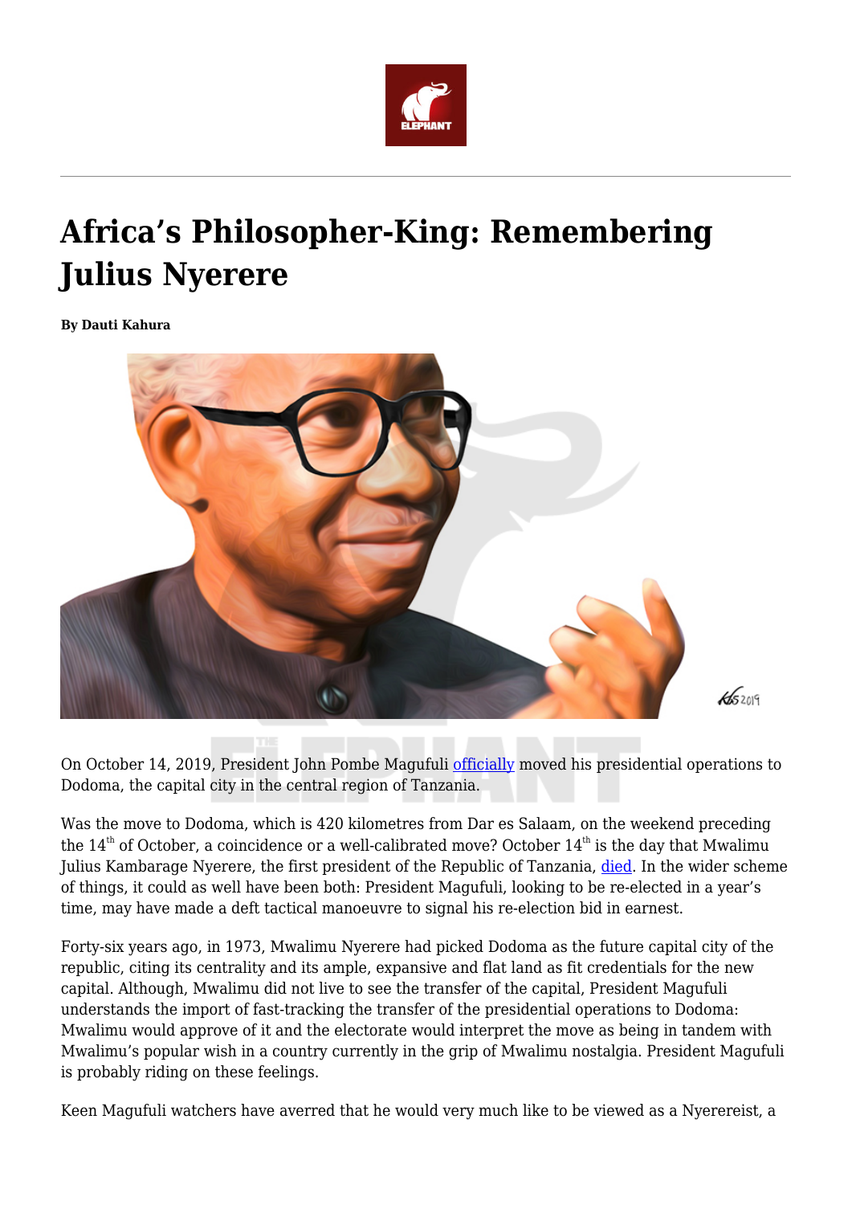# Africa's Philosopher-King: Remembering Julius Nyerere

**By Dauti Kahura**

On October 14, 2019, President John Pombe Magufuli officially moved his presidential operations to Dodoma, the capital city in the central region of Tanzania.

Was the move to Dodoma, which is 420 kilometres from Dar es Salaam, on the weekend preceding the 14th of October, a coincidence or a well-calibrated move? October 14th is the day that Mwalimu Julius Kambarage Nyerere, the first president of the Republic of Tanzania, died. In the wider scheme of things, it could as well have been both: President Magufuli, looking to be re-elected in a year's time, may have made a deft tactical manoeuvre to signal his re-election bid in earnest.

Forty-six years ago, in 1973, Mwalimu Nyerere had picked Dodoma as the future capital city of the republic, citing its centrality and its ample, expansive and flat land as fit credentials for the new capital. Although, Mwalimu did not live to see the transfer of the capital, President Magufuli understands the import of fast-tracking the transfer of the presidential operations to Dodoma: Mwalimu would approve of it and the electorate would interpret the move as being in tandem with Mwalimu's popular wish in a country currently in the grip of Mwalimu nostalgia. President Magufuli is probably riding on these feelings.

Keen Magufuli watchers have averred that he would very much like to be viewed as a Nyerereist, a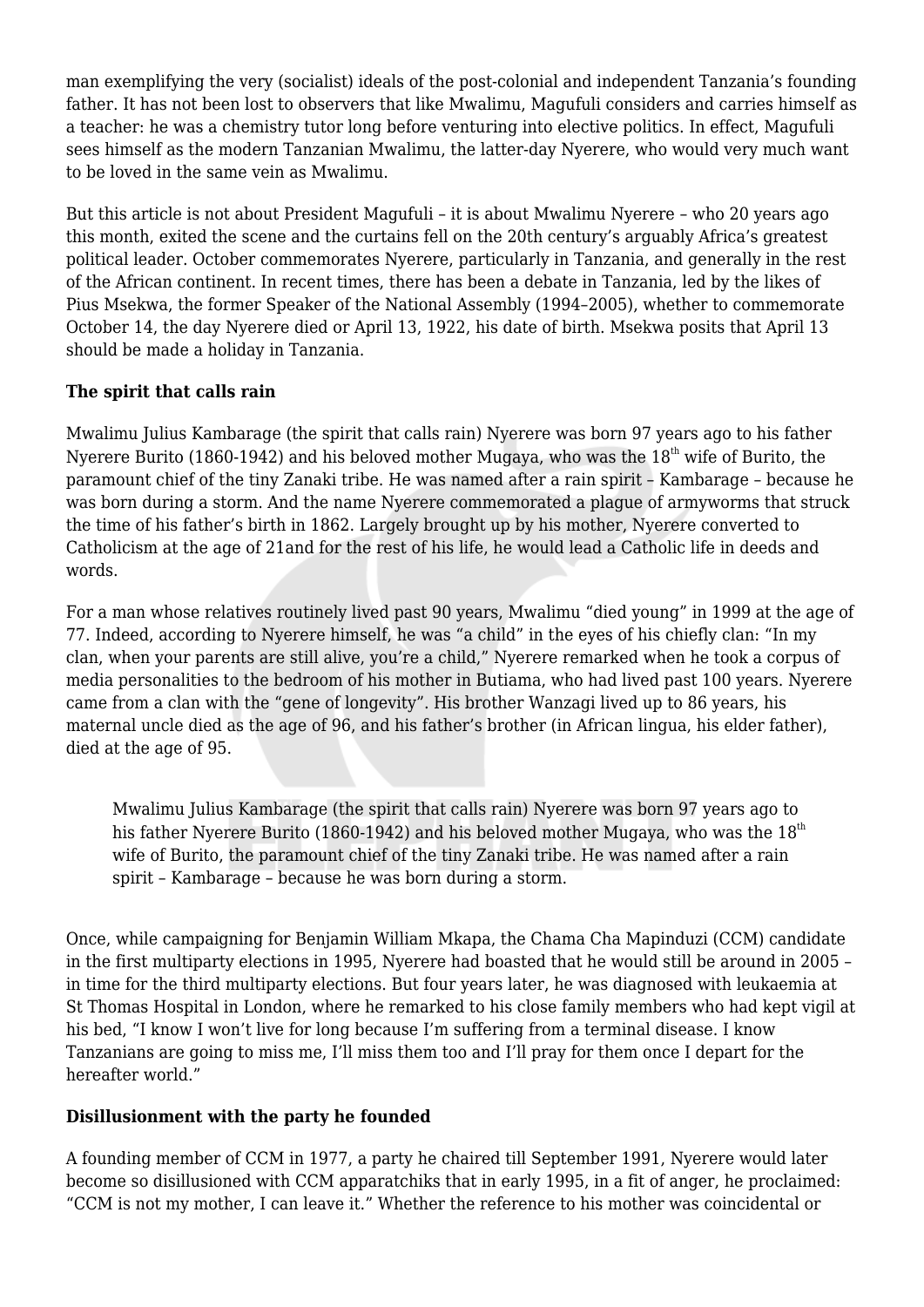man exemplifying the very (socialist) ideals of the post-colonial and independent Tanzania's founding father. It has not been lost to observers that like Mwalimu, Magufuli considers and carries himself as a teacher: he was a chemistry tutor long before venturing into elective politics. In effect, Magufuli sees himself as the modern Tanzanian Mwalimu, the latter-day Nyerere, who would very much want to be loved in the same vein as Mwalimu.

But this article is not about President Magufuli – it is about Mwalimu Nyerere – who 20 years ago this month, exited the scene and the curtains fell on the 20th century's arguably Africa's greatest political leader. October commemorates Nyerere, particularly in Tanzania, and generally in the rest of the African continent. In recent times, there has been a debate in Tanzania, led by the likes of Pius Msekwa, the former Speaker of the National Assembly (1994–2005), whether to commemorate October 14, the day Nyerere died or April 13, 1922, his date of birth. Msekwa posits that April 13 should be made a holiday in Tanzania.

**The spirit that calls rain**

Mwalimu Julius Kambarage (the spirit that calls rain) Nyerere was born 97 years ago to his father Nyerere Burito (1860-1942) and his beloved mother Mugaya, who was the 18th wife of Burito, the paramount chief of the tiny Zanaki tribe. He was named after a rain spirit – Kambarage – because he was born during a storm. And the name Nyerere commemorated a plague of armyworms that struck the time of his father's birth in 1862. Largely brought up by his mother, Nyerere converted to Catholicism at the age of 21and for the rest of his life, he would lead a Catholic life in deeds and words.

For a man whose relatives routinely lived past 90 years, Mwalimu "died young" in 1999 at the age of 77. Indeed, according to Nyerere himself, he was "a child" in the eyes of his chiefly clan: "In my clan, when your parents are still alive, you're a child," Nyerere remarked when he took a corpus of media personalities to the bedroom of his mother in Butiama, who had lived past 100 years. Nyerere came from a clan with the "gene of longevity". His brother Wanzagi lived up to 86 years, his maternal uncle died as the age of 96, and his father's brother (in African lingua, his elder father), died at the age of 95.

> Mwalimu Julius Kambarage (the spirit that calls rain) Nyerere was born 97 years ago to his father Nyerere Burito (1860-1942) and his beloved mother Mugaya, who was the 18th wife of Burito, the paramount chief of the tiny Zanaki tribe. He was named after a rain spirit – Kambarage – because he was born during a storm.

Once, while campaigning for Benjamin William Mkapa, the Chama Cha Mapinduzi (CCM) candidate in the first multiparty elections in 1995, Nyerere had boasted that he would still be around in 2005 – in time for the third multiparty elections. But four years later, he was diagnosed with leukaemia at St Thomas Hospital in London, where he remarked to his close family members who had kept vigil at his bed, "I know I won't live for long because I'm suffering from a terminal disease. I know Tanzanians are going to miss me, I'll miss them too and I'll pray for them once I depart for the hereafter world."

**Disillusionment with the party he founded**

A founding member of CCM in 1977, a party he chaired till September 1991, Nyerere would later become so disillusioned with CCM apparatchiks that in early 1995, in a fit of anger, he proclaimed: "CCM is not my mother, I can leave it." Whether the reference to his mother was coincidental or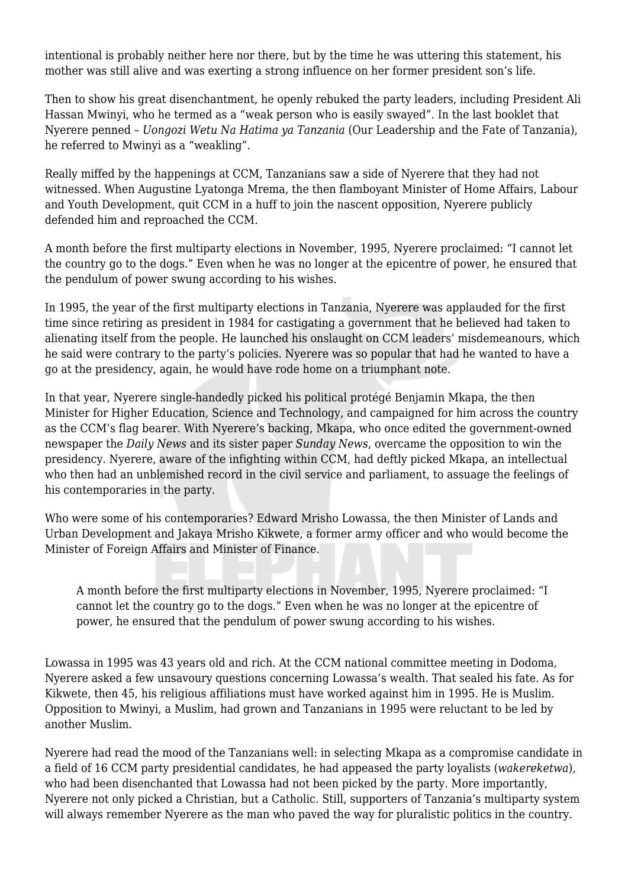intentional is probably neither here nor there, but by the time he was uttering this statement, his mother was still alive and was exerting a strong influence on her former president son's life.

Then to show his great disenchantment, he openly rebuked the party leaders, including President Ali Hassan Mwinyi, who he termed as a "weak person who is easily swayed". In the last booklet that Nyerere penned – *Uongozi Wetu Na Hatima ya Tanzania* (Our Leadership and the Fate of Tanzania), he referred to Mwinyi as a "weakling".

Really miffed by the happenings at CCM, Tanzanians saw a side of Nyerere that they had not witnessed. When Augustine Lyatonga Mrema, the then flamboyant Minister of Home Affairs, Labour and Youth Development, quit CCM in a huff to join the nascent opposition, Nyerere publicly defended him and reproached the CCM.

A month before the first multiparty elections in November, 1995, Nyerere proclaimed: "I cannot let the country go to the dogs." Even when he was no longer at the epicentre of power, he ensured that the pendulum of power swung according to his wishes.

In 1995, the year of the first multiparty elections in Tanzania, Nyerere was applauded for the first time since retiring as president in 1984 for castigating a government that he believed had taken to alienating itself from the people. He launched his onslaught on CCM leaders' misdemeanours, which he said were contrary to the party's policies. Nyerere was so popular that had he wanted to have a go at the presidency, again, he would have rode home on a triumphant note.

In that year, Nyerere single-handedly picked his political protégé Benjamin Mkapa, the then Minister for Higher Education, Science and Technology, and campaigned for him across the country as the CCM's flag bearer. With Nyerere's backing, Mkapa, who once edited the government-owned newspaper the *Daily News* and its sister paper *Sunday News*, overcame the opposition to win the presidency. Nyerere, aware of the infighting within CCM, had deftly picked Mkapa, an intellectual who then had an unblemished record in the civil service and parliament, to assuage the feelings of his contemporaries in the party.

Who were some of his contemporaries? Edward Mrisho Lowassa, the then Minister of Lands and Urban Development and Jakaya Mrisho Kikwete, a former army officer and who would become the Minister of Foreign Affairs and Minister of Finance.

> A month before the first multiparty elections in November, 1995, Nyerere proclaimed: "I cannot let the country go to the dogs." Even when he was no longer at the epicentre of power, he ensured that the pendulum of power swung according to his wishes.

Lowassa in 1995 was 43 years old and rich. At the CCM national committee meeting in Dodoma, Nyerere asked a few unsavoury questions concerning Lowassa's wealth. That sealed his fate. As for Kikwete, then 45, his religious affiliations must have worked against him in 1995. He is Muslim. Opposition to Mwinyi, a Muslim, had grown and Tanzanians in 1995 were reluctant to be led by another Muslim.

Nyerere had read the mood of the Tanzanians well: in selecting Mkapa as a compromise candidate in a field of 16 CCM party presidential candidates, he had appeased the party loyalists (*wakereketwa*), who had been disenchanted that Lowassa had not been picked by the party. More importantly, Nyerere not only picked a Christian, but a Catholic. Still, supporters of Tanzania's multiparty system will always remember Nyerere as the man who paved the way for pluralistic politics in the country.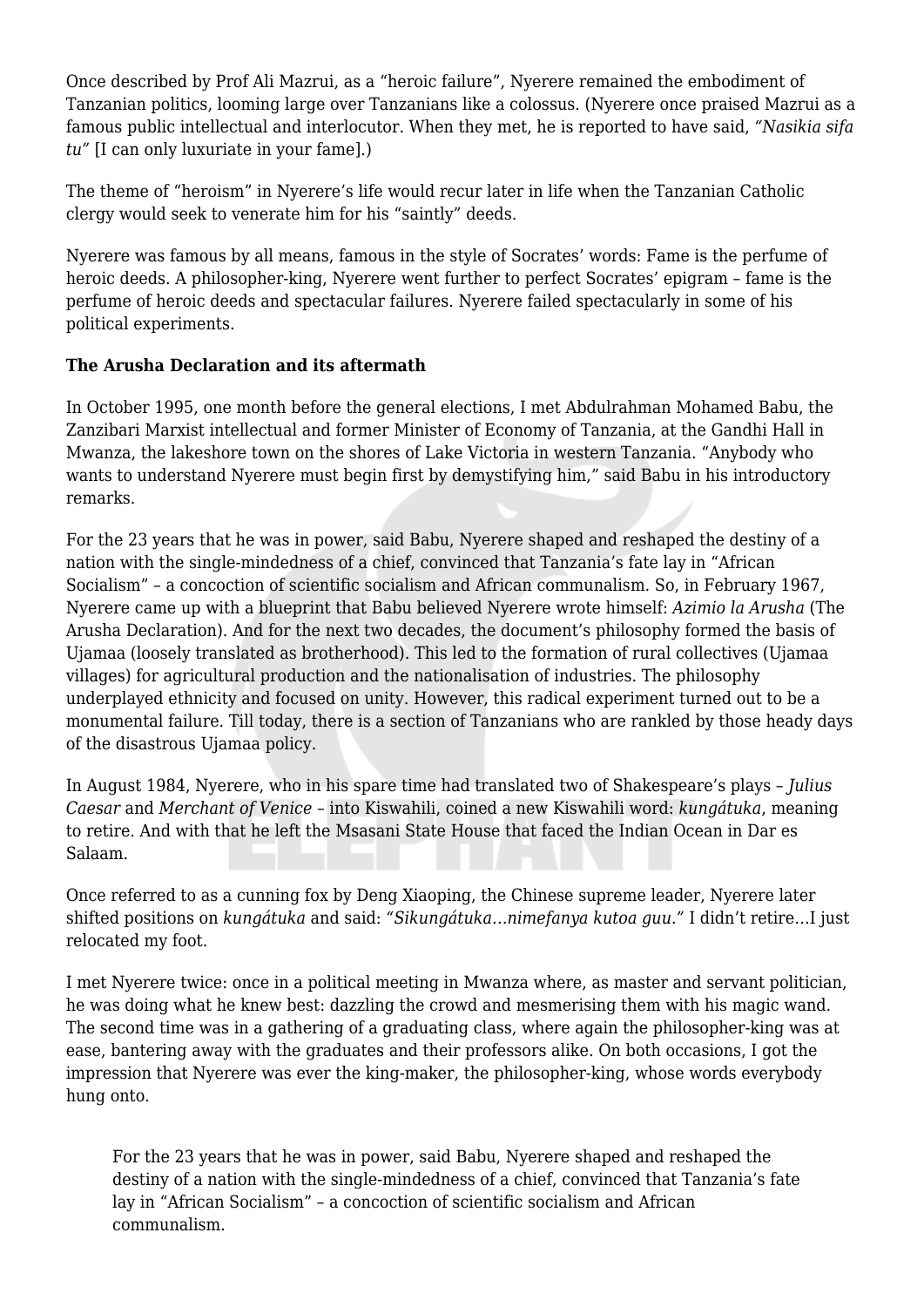Once described by Prof Ali Mazrui, as a "heroic failure", Nyerere remained the embodiment of Tanzanian politics, looming large over Tanzanians like a colossus. (Nyerere once praised Mazrui as a famous public intellectual and interlocutor. When they met, he is reported to have said, *"Nasikia sifa tu"* [I can only luxuriate in your fame].)

The theme of "heroism" in Nyerere's life would recur later in life when the Tanzanian Catholic clergy would seek to venerate him for his "saintly" deeds.

Nyerere was famous by all means, famous in the style of Socrates' words: Fame is the perfume of heroic deeds. A philosopher-king, Nyerere went further to perfect Socrates' epigram – fame is the perfume of heroic deeds and spectacular failures. Nyerere failed spectacularly in some of his political experiments.

**The Arusha Declaration and its aftermath**

In October 1995, one month before the general elections, I met Abdulrahman Mohamed Babu, the Zanzibari Marxist intellectual and former Minister of Economy of Tanzania, at the Gandhi Hall in Mwanza, the lakeshore town on the shores of Lake Victoria in western Tanzania. "Anybody who wants to understand Nyerere must begin first by demystifying him," said Babu in his introductory remarks.

For the 23 years that he was in power, said Babu, Nyerere shaped and reshaped the destiny of a nation with the single-mindedness of a chief, convinced that Tanzania's fate lay in "African Socialism" – a concoction of scientific socialism and African communalism. So, in February 1967, Nyerere came up with a blueprint that Babu believed Nyerere wrote himself: *Azimio la Arusha* (The Arusha Declaration). And for the next two decades, the document's philosophy formed the basis of Ujamaa (loosely translated as brotherhood). This led to the formation of rural collectives (Ujamaa villages) for agricultural production and the nationalisation of industries. The philosophy underplayed ethnicity and focused on unity. However, this radical experiment turned out to be a monumental failure. Till today, there is a section of Tanzanians who are rankled by those heady days of the disastrous Ujamaa policy.

In August 1984, Nyerere, who in his spare time had translated two of Shakespeare's plays – *Julius Caesar* and *Merchant of Venice* – into Kiswahili, coined a new Kiswahili word: *kungátuka*, meaning to retire. And with that he left the Msasani State House that faced the Indian Ocean in Dar es Salaam.

Once referred to as a cunning fox by Deng Xiaoping, the Chinese supreme leader, Nyerere later shifted positions on *kungátuka* and said: *"Sikungátuka…nimefanya kutoa guu."* I didn't retire…I just relocated my foot.

I met Nyerere twice: once in a political meeting in Mwanza where, as master and servant politician, he was doing what he knew best: dazzling the crowd and mesmerising them with his magic wand. The second time was in a gathering of a graduating class, where again the philosopher-king was at ease, bantering away with the graduates and their professors alike. On both occasions, I got the impression that Nyerere was ever the king-maker, the philosopher-king, whose words everybody hung onto.

> For the 23 years that he was in power, said Babu, Nyerere shaped and reshaped the destiny of a nation with the single-mindedness of a chief, convinced that Tanzania's fate lay in "African Socialism" – a concoction of scientific socialism and African communalism.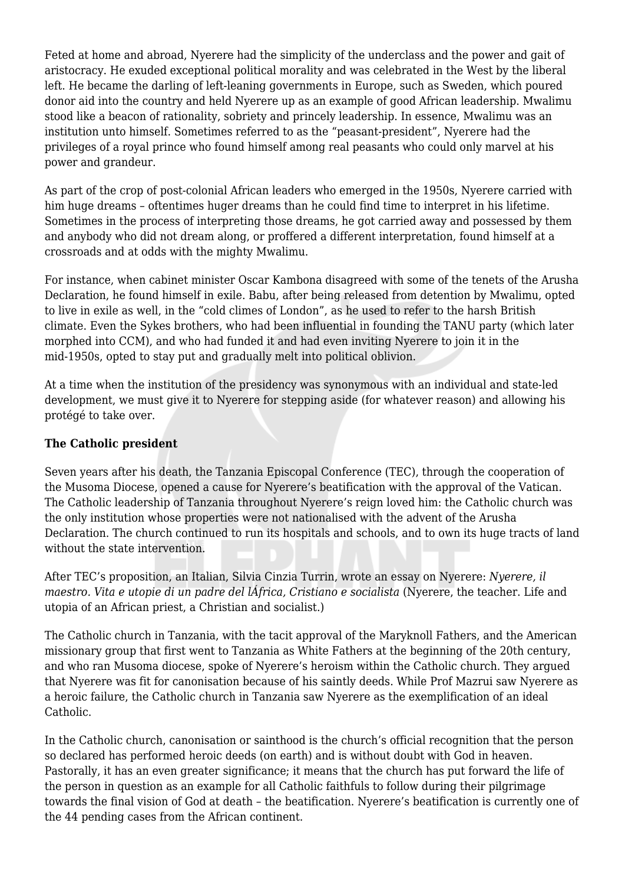Feted at home and abroad, Nyerere had the simplicity of the underclass and the power and gait of aristocracy. He exuded exceptional political morality and was celebrated in the West by the liberal left. He became the darling of left-leaning governments in Europe, such as Sweden, which poured donor aid into the country and held Nyerere up as an example of good African leadership. Mwalimu stood like a beacon of rationality, sobriety and princely leadership. In essence, Mwalimu was an institution unto himself. Sometimes referred to as the "peasant-president", Nyerere had the privileges of a royal prince who found himself among real peasants who could only marvel at his power and grandeur.

As part of the crop of post-colonial African leaders who emerged in the 1950s, Nyerere carried with him huge dreams – oftentimes huger dreams than he could find time to interpret in his lifetime. Sometimes in the process of interpreting those dreams, he got carried away and possessed by them and anybody who did not dream along, or proffered a different interpretation, found himself at a crossroads and at odds with the mighty Mwalimu.

For instance, when cabinet minister Oscar Kambona disagreed with some of the tenets of the Arusha Declaration, he found himself in exile. Babu, after being released from detention by Mwalimu, opted to live in exile as well, in the "cold climes of London", as he used to refer to the harsh British climate. Even the Sykes brothers, who had been influential in founding the TANU party (which later morphed into CCM), and who had funded it and had even inviting Nyerere to join it in the mid-1950s, opted to stay put and gradually melt into political oblivion.

At a time when the institution of the presidency was synonymous with an individual and state-led development, we must give it to Nyerere for stepping aside (for whatever reason) and allowing his protégé to take over.

**The Catholic president**

Seven years after his death, the Tanzania Episcopal Conference (TEC), through the cooperation of the Musoma Diocese, opened a cause for Nyerere's beatification with the approval of the Vatican. The Catholic leadership of Tanzania throughout Nyerere's reign loved him: the Catholic church was the only institution whose properties were not nationalised with the advent of the Arusha Declaration. The church continued to run its hospitals and schools, and to own its huge tracts of land without the state intervention.

After TEC's proposition, an Italian, Silvia Cinzia Turrin, wrote an essay on Nyerere: *Nyerere, il maestro. Vita e utopie di un padre del lÁfrica, Cristiano e socialista* (Nyerere, the teacher. Life and utopia of an African priest, a Christian and socialist.)

The Catholic church in Tanzania, with the tacit approval of the Maryknoll Fathers, and the American missionary group that first went to Tanzania as White Fathers at the beginning of the 20th century, and who ran Musoma diocese, spoke of Nyerere's heroism within the Catholic church. They argued that Nyerere was fit for canonisation because of his saintly deeds. While Prof Mazrui saw Nyerere as a heroic failure, the Catholic church in Tanzania saw Nyerere as the exemplification of an ideal Catholic.

In the Catholic church, canonisation or sainthood is the church's official recognition that the person so declared has performed heroic deeds (on earth) and is without doubt with God in heaven. Pastorally, it has an even greater significance; it means that the church has put forward the life of the person in question as an example for all Catholic faithfuls to follow during their pilgrimage towards the final vision of God at death – the beatification. Nyerere's beatification is currently one of the 44 pending cases from the African continent.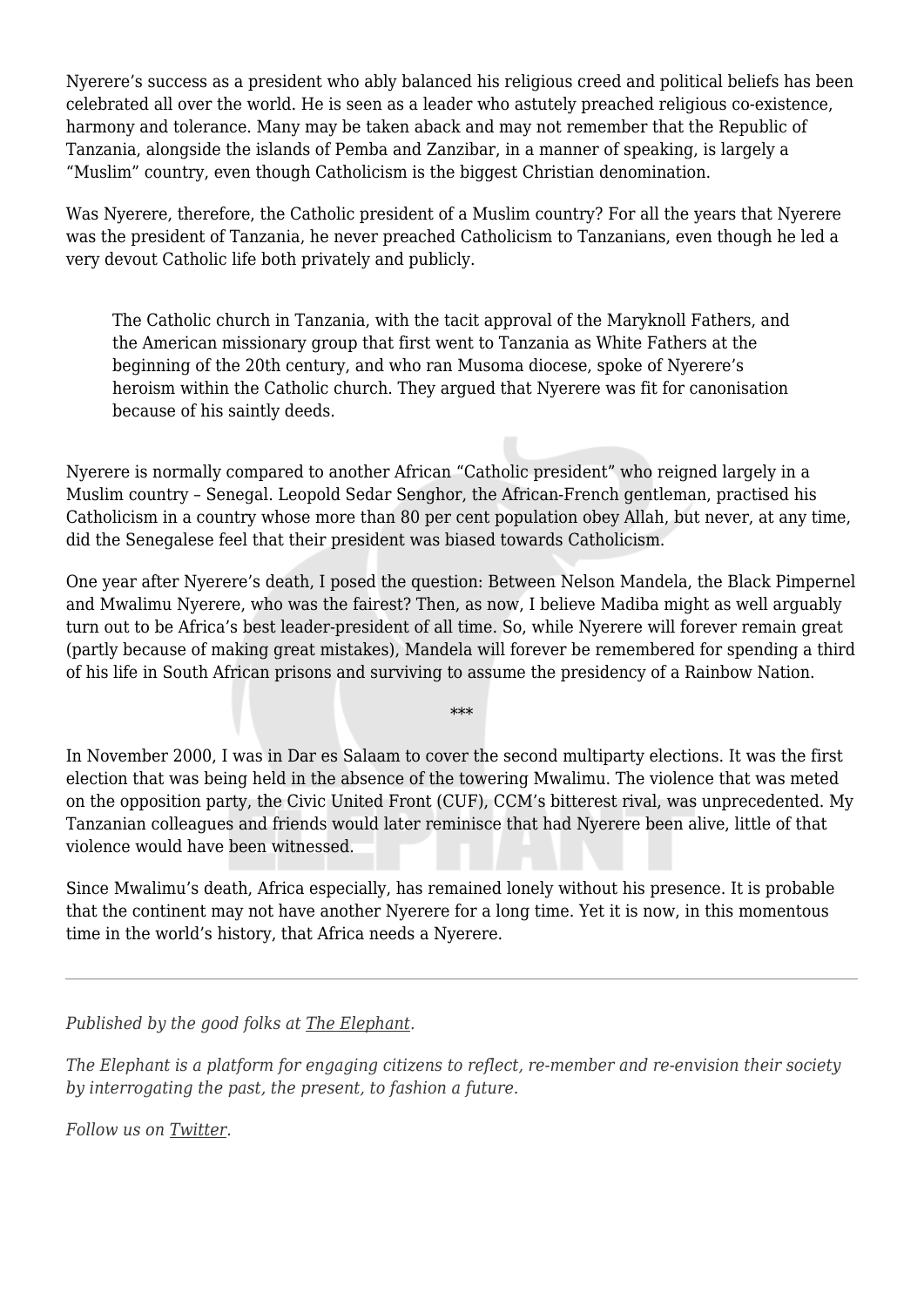Nyerere's success as a president who ably balanced his religious creed and political beliefs has been celebrated all over the world. He is seen as a leader who astutely preached religious co-existence, harmony and tolerance. Many may be taken aback and may not remember that the Republic of Tanzania, alongside the islands of Pemba and Zanzibar, in a manner of speaking, is largely a "Muslim" country, even though Catholicism is the biggest Christian denomination.

Was Nyerere, therefore, the Catholic president of a Muslim country? For all the years that Nyerere was the president of Tanzania, he never preached Catholicism to Tanzanians, even though he led a very devout Catholic life both privately and publicly.

> The Catholic church in Tanzania, with the tacit approval of the Maryknoll Fathers, and the American missionary group that first went to Tanzania as White Fathers at the beginning of the 20th century, and who ran Musoma diocese, spoke of Nyerere's heroism within the Catholic church. They argued that Nyerere was fit for canonisation because of his saintly deeds.

Nyerere is normally compared to another African "Catholic president" who reigned largely in a Muslim country – Senegal. Leopold Sedar Senghor, the African-French gentleman, practised his Catholicism in a country whose more than 80 per cent population obey Allah, but never, at any time, did the Senegalese feel that their president was biased towards Catholicism.

One year after Nyerere's death, I posed the question: Between Nelson Mandela, the Black Pimpernel and Mwalimu Nyerere, who was the fairest? Then, as now, I believe Madiba might as well arguably turn out to be Africa's best leader-president of all time. So, while Nyerere will forever remain great (partly because of making great mistakes), Mandela will forever be remembered for spending a third of his life in South African prisons and surviving to assume the presidency of a Rainbow Nation.

\*\*\*

In November 2000, I was in Dar es Salaam to cover the second multiparty elections. It was the first election that was being held in the absence of the towering Mwalimu. The violence that was meted on the opposition party, the Civic United Front (CUF), CCM's bitterest rival, was unprecedented. My Tanzanian colleagues and friends would later reminisce that had Nyerere been alive, little of that violence would have been witnessed.

Since Mwalimu's death, Africa especially, has remained lonely without his presence. It is probable that the continent may not have another Nyerere for a long time. Yet it is now, in this momentous time in the world's history, that Africa needs a Nyerere.

---

*Published by the good folks at The Elephant.*

*The Elephant is a platform for engaging citizens to reflect, re-member and re-envision their society by interrogating the past, the present, to fashion a future.*

*Follow us on Twitter.*